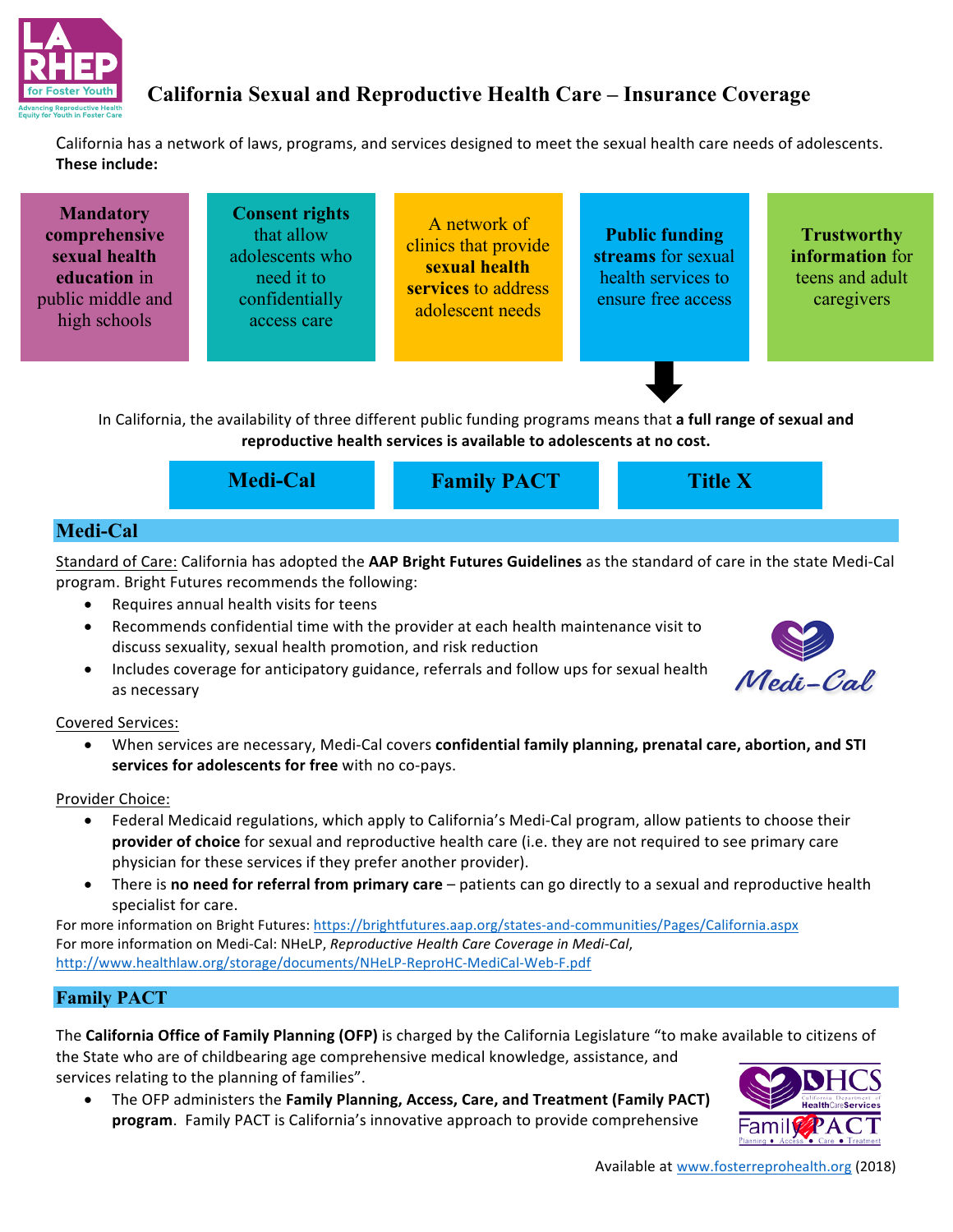# California Sexual and Reproductive Health Care – Insurance Coverage

California has a network of laws, programs, and services designed to meet the sexual health care needs of adolescents. **These include:**

- **Mandatory comprehensive sexual health education** in public middle and high schools
- **Consent rights** that allow adolescents who need it to confidentially access care
- A network of clinics that provide **sexual health services** to address adolescent needs
- **Public funding streams** for sexual health services to ensure free access
- **Trustworthy information** for teens and adult caregivers

In California, the availability of three different public funding programs means that **a full range of sexual and reproductive health services is available to adolescents at no cost.**

- **Medi-Cal**
- **Family PACT**
- **Title X**

## Medi-Cal

Standard of Care: California has adopted the **AAP Bright Futures Guidelines** as the standard of care in the state Medi-Cal program. Bright Futures recommends the following:

- Requires annual health visits for teens
- Recommends confidential time with the provider at each health maintenance visit to discuss sexuality, sexual health promotion, and risk reduction
- Includes coverage for anticipatory guidance, referrals and follow ups for sexual health as necessary

Covered Services:

- When services are necessary, Medi-Cal covers **confidential family planning, prenatal care, abortion, and STI services for adolescents for free** with no co-pays.

Provider Choice:

- Federal Medicaid regulations, which apply to California's Medi-Cal program, allow patients to choose their **provider of choice** for sexual and reproductive health care (i.e. they are not required to see primary care physician for these services if they prefer another provider).
- There is **no need for referral from primary care** – patients can go directly to a sexual and reproductive health specialist for care.

For more information on Bright Futures: https://brightfutures.aap.org/states-and-communities/Pages/California.aspx
For more information on Medi-Cal: NHeLP, *Reproductive Health Care Coverage in Medi-Cal*, http://www.healthlaw.org/storage/documents/NHeLP-ReproHC-MediCal-Web-F.pdf

## Family PACT

The **California Office of Family Planning (OFP)** is charged by the California Legislature "to make available to citizens of the State who are of childbearing age comprehensive medical knowledge, assistance, and services relating to the planning of families".

- The OFP administers the **Family Planning, Access, Care, and Treatment (Family PACT) program**. Family PACT is California's innovative approach to provide comprehensive

Available at www.fosterreprohealth.org (2018)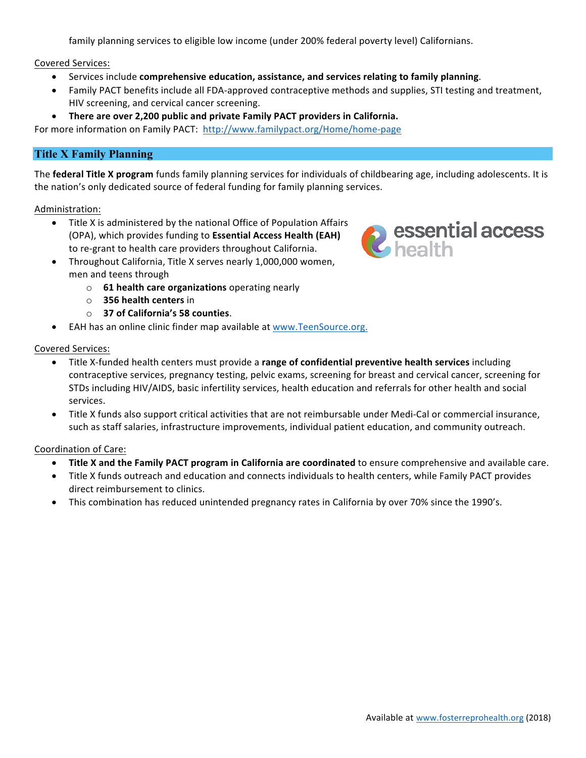family planning services to eligible low income (under 200% federal poverty level) Californians.

Covered Services:

- Services include **comprehensive education, assistance, and services relating to family planning**.
- Family PACT benefits include all FDA-approved contraceptive methods and supplies, STI testing and treatment, HIV screening, and cervical cancer screening.
- **There are over 2,200 public and private Family PACT providers in California.**

For more information on Family PACT: http://www.familypact.org/Home/home-page

## Title X Family Planning

The **federal Title X program** funds family planning services for individuals of childbearing age, including adolescents. It is the nation's only dedicated source of federal funding for family planning services.

Administration:

- Title X is administered by the national Office of Population Affairs (OPA), which provides funding to **Essential Access Health (EAH)** to re-grant to health care providers throughout California.
- Throughout California, Title X serves nearly 1,000,000 women, men and teens through
  - **61 health care organizations** operating nearly
  - **356 health centers** in
  - **37 of California's 58 counties**.
- EAH has an online clinic finder map available at www.TeenSource.org.

Covered Services:

- Title X-funded health centers must provide a **range of confidential preventive health services** including contraceptive services, pregnancy testing, pelvic exams, screening for breast and cervical cancer, screening for STDs including HIV/AIDS, basic infertility services, health education and referrals for other health and social services.
- Title X funds also support critical activities that are not reimbursable under Medi-Cal or commercial insurance, such as staff salaries, infrastructure improvements, individual patient education, and community outreach.

Coordination of Care:

- **Title X and the Family PACT program in California are coordinated** to ensure comprehensive and available care.
- Title X funds outreach and education and connects individuals to health centers, while Family PACT provides direct reimbursement to clinics.
- This combination has reduced unintended pregnancy rates in California by over 70% since the 1990's.

Available at www.fosterreprohealth.org (2018)